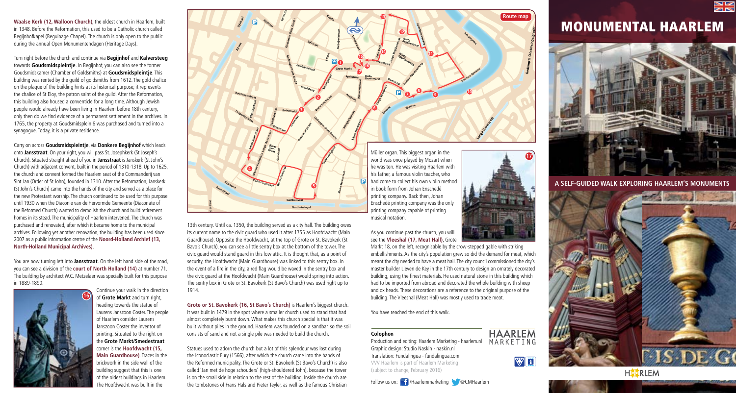**Waalse Kerk (12, Walloon Church)**, the oldest church in Haarlem, built in 1348. Before the Reformation, this used to be a Catholic church called Begijnhofkapel (Beguinage Chapel). The church is only open to the public during the annual Open Monumentendagen (Heritage Days).

Turn right before the church and continue via **Begijnhof** and **Kalversteeg** towards **Goudsmidspleintje**. In Begijnhof, you can also see the former Goudsmidskamer (Chamber of Goldsmiths) at **Goudsmidspleintje**. This building was rented by the guild of goldsmiths from 1612. The gold chalice on the plaque of the building hints at its historical purpose; it represents the chalice of St Eloy, the patron saint of the guild. After the Reformation, this building also housed a conventicle for a long time. Although Jewish people would already have been living in Haarlem before 18th century, only then do we find evidence of a permanent settlement in the archives. In 1765, the property at Goudsmidsplein 6 was purchased and turned into a synagogue. Today, it is a private residence.

Carry on across **Goudsmidspleintje**, via **Donkere Begijnhof** which leads onto **Jansstraat**. On your right, you will pass St. Josephkerk (St Joseph's Church). Situated straight ahead of you in **Jansstraat** is Janskerk (St John's Church) with adjacent convent, built in the period of 1310-1318. Up to 1625, the church and convent formed the Haarlem seat of the Commanderij van Sint Jan (Order of St John), founded in 1310. After the Reformation, Janskerk (St John's Church) came into the hands of the city and served as a place for the new Protestant worship. The church continued to be used for this purpose until 1930 when the Diaconie van de Hervormde Gemeente (Diaconate of the Reformed Church) wanted to demolish the church and build retirement homes in its stead. The municipality of Haarlem intervened. The church was purchased and renovated, after which it became home to the municipal archives. Following yet another renovation, the building has been used since 2007 as a public information centre of the **Noord-Holland Archief (13, North-Holland Municipal Archives)**.

You are now turning left into **Jansstraat**. On the left hand side of the road, you can see a division of the **court of North Holland (14)** at number 71. The building by architect W.C. Metzelaer was specially built for this purpose in 1889-1890.

Continue your walk in the direction of **Grote Markt** and turn right, heading towards the statue of Laurens Janszoon Coster. The people of Haarlem consider Laurens Janszoon Coster the inventor of printing. Situated to the right on the **Grote Markt/Smedestraat** corner is the **Hoofdwacht (15, Main Guardhouse)**. Traces in the brickwork in the side wall of the building suggest that this is one of the oldest buildings in Haarlem. The Hoofdwacht was built in the 13th century. Until ca. 1350, the building served as a city hall. The building owes its current name to the civic guard who used it after 1755 as Hoofdwacht (Main Guardhouse). Opposite the Hoofdwacht, at the top of Grote or St. Bavokerk (St Bavo's Church), you can see a little sentry box at the bottom of the tower. The civic guard would stand guard in this low attic. It is thought that, as a point of security, the Hoofdwacht (Main Guardhouse) was linked to this sentry box. In the event of a fire in the city, a red flag would be waved in the sentry box and the civic guard at the Hoofdwacht (Main Guardhouse) would spring into action. The sentry box in Grote or St. Bavokerk (St Bavo's Church) was used right up to 1914.

**Grote or St. Bavokerk (16, St Bavo's Church)** is Haarlem's biggest church. It was built in 1479 in the spot where a smaller church used to stand that had almost completely burnt down. What makes this church special is that it was built without piles in the ground. Haarlem was founded on a sandbar, so the soil consists of sand and not a single pile was needed to build the church.

Statues used to adorn the church but a lot of this splendour was lost during the Iconoclastic Fury (1566), after which the church came into the hands of the Reformed municipality. The Grote or St. Bavokerk (St Bavo's Church) is also called 'Jan met de hoge schouders' (high-shouldered John), because the tower is on the small side in relation to the rest of the building. Inside the church are the tombstones of Frans Hals and Pieter Teyler, as well as the famous Christian Müller organ. This biggest organ in the world was once played by Mozart when he was ten. He was visiting Haarlem with his father, a famous violin teacher, who had come to collect his own violin method in book form from Johan Enschedé printing company. Back then, Johan Enschedé printing company was the only printing company capable of printing musical notation.

As you continue past the church, you will see the **Vleeshal (17, Meat Hall)**, Grote Markt 18, on the left, recognisable by the crow-stepped gable with striking embellishments. As the city's population grew so did the demand for meat, which meant the city needed to have a meat hall. The city council commissioned the city's master builder Lieven de Key in the 17th century to design an ornately decorated building, using the finest materials. He used natural stone in this building which had to be imported from abroad and decorated the whole building with sheep and ox heads. These decorations are a reference to the original purpose of the building. The Vleeshal (Meat Hall) was mostly used to trade meat.

You have reached the end of this walk.

**Colophon**

Production and editing: Haarlem Marketing - haarlem.nl
Graphic design: Studio Naskin - naskin.nl
Translation: Fundalingua - fundalingua.com
VVV Haarlem is part of Haarlem Marketing
(subject to change, February 2016)

Follow us on: /Haarlemmarketing @CMHaarlem

# MONUMENTAL HAARLEM

## A SELF-GUIDED WALK EXPLORING HAARLEM'S MONUMENTS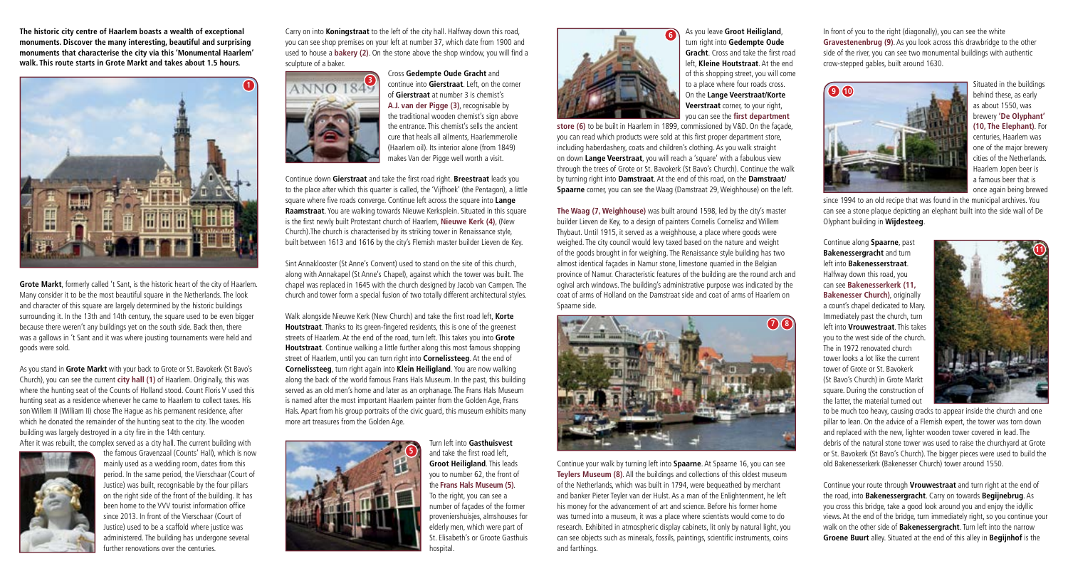**The historic city centre of Haarlem boasts a wealth of exceptional monuments. Discover the many interesting, beautiful and surprising monuments that characterise the city via this 'Monumental Haarlem' walk. This route starts in Grote Markt and takes about 1.5 hours.**

1

**Grote Markt**, formerly called 't Sant, is the historic heart of the city of Haarlem. Many consider it to be the most beautiful square in the Netherlands. The look and character of this square are largely determined by the historic buildings surrounding it. In the 13th and 14th century, the square used to be even bigger because there weren't any buildings yet on the south side. Back then, there was a gallows in 't Sant and it was where jousting tournaments were held and goods were sold.

As you stand in **Grote Markt** with your back to Grote or St. Bavokerk (St Bavo's Church), you can see the current **city hall (1)** of Haarlem. Originally, this was where the hunting seat of the Counts of Holland stood. Count Floris V used this hunting seat as a residence whenever he came to Haarlem to collect taxes. His son Willem II (William II) chose The Hague as his permanent residence, after which he donated the remainder of the hunting seat to the city. The wooden building was largely destroyed in a city fire in the 14th century.

After it was rebuilt, the complex served as a city hall. The current building with the famous Gravenzaal (Counts' Hall), which is now mainly used as a wedding room, dates from this period. In the same period, the Vierschaar (Court of Justice) was built, recognisable by the four pillars on the right side of the front of the building. It has been home to the VVV tourist information office since 2013. In front of the Vierschaar (Court of Justice) used to be a scaffold where justice was administered. The building has undergone several further renovations over the centuries.

Carry on into **Koningstraat** to the left of the city hall. Halfway down this road, you can see shop premises on your left at number 37, which date from 1900 and used to house a **bakery (2)**. On the stone above the shop window, you will find a sculpture of a baker.

3

ANNO 1849

Cross **Gedempte Oude Gracht** and continue into **Gierstraat**. Left, on the corner of **Gierstraat** at number 3 is chemist's **A.J. van der Pigge (3)**, recognisable by the traditional wooden chemist's sign above the entrance. This chemist's sells the ancient cure that heals all ailments, Haarlemmerolie (Haarlem oil). Its interior alone (from 1849) makes Van der Pigge well worth a visit.

Continue down **Gierstraat** and take the first road right. **Breestraat** leads you to the place after which this quarter is called, the 'Vijfhoek' (the Pentagon), a little square where five roads converge. Continue left across the square into **Lange Raamstraat**. You are walking towards Nieuwe Kerksplein. Situated in this square is the first newly built Protestant church of Haarlem, **Nieuwe Kerk (4)**, (New Church).The church is characterised by its striking tower in Renaissance style, built between 1613 and 1616 by the city's Flemish master builder Lieven de Key.

Sint Annaklooster (St Anne's Convent) used to stand on the site of this church, along with Annakapel (St Anne's Chapel), against which the tower was built. The chapel was replaced in 1645 with the church designed by Jacob van Campen. The church and tower form a special fusion of two totally different architectural styles.

Walk alongside Nieuwe Kerk (New Church) and take the first road left, **Korte Houtstraat**. Thanks to its green-fingered residents, this is one of the greenest streets of Haarlem. At the end of the road, turn left. This takes you into **Grote Houtstraat**. Continue walking a little further along this most famous shopping street of Haarlem, until you can turn right into **Cornelissteeg**. At the end of **Cornelissteeg**, turn right again into **Klein Heiligland**. You are now walking along the back of the world famous Frans Hals Museum. In the past, this building served as an old men's home and later as an orphanage. The Frans Hals Museum is named after the most important Haarlem painter from the Golden Age, Frans Hals. Apart from his group portraits of the civic guard, this museum exhibits many more art treasures from the Golden Age.

5

Turn left into **Gasthuisvest** and take the first road left, **Groot Heiligland**. This leads you to number 62, the front of the **Frans Hals Museum (5)**. To the right, you can see a number of façades of the former proveniershuisjes, almshouses for elderly men, which were part of St. Elisabeth's or Groote Gasthuis hospital.

6

As you leave **Groot Heiligland**, turn right into **Gedempte Oude Gracht**. Cross and take the first road left, **Kleine Houtstraat**. At the end of this shopping street, you will come to a place where four roads cross. On the **Lange Veerstraat/Korte Veerstraat** corner, to your right, you can see the **first department store (6)** to be built in Haarlem in 1899, commissioned by V&D. On the façade, you can read which products were sold at this first proper department store, including haberdashery, coats and children's clothing. As you walk straight on down **Lange Veerstraat**, you will reach a 'square' with a fabulous view through the trees of Grote or St. Bavokerk (St Bavo's Church). Continue the walk by turning right into **Damstraat**. At the end of this road, on the **Damstraat/ Spaarne** corner, you can see the Waag (Damstraat 29, Weighhouse) on the left.

**The Waag (7, Weighhouse)** was built around 1598, led by the city's master builder Lieven de Key, to a design of painters Cornelis Cornelisz and Willem Thybaut. Until 1915, it served as a weighhouse, a place where goods were weighed. The city council would levy taxed based on the nature and weight of the goods brought in for weighing. The Renaissance style building has two almost identical façades in Namur stone, limestone quarried in the Belgian province of Namur. Characteristic features of the building are the round arch and ogival arch windows. The building's administrative purpose was indicated by the coat of arms of Holland on the Damstraat side and coat of arms of Haarlem on Spaarne side.

7 8

Continue your walk by turning left into **Spaarne**. At Spaarne 16, you can see **Teylers Museum (8)**. All the buildings and collections of this oldest museum of the Netherlands, which was built in 1794, were bequeathed by merchant and banker Pieter Teyler van der Hulst. As a man of the Enlightenment, he left his money for the advancement of art and science. Before his former home was turned into a museum, it was a place where scientists would come to do research. Exhibited in atmospheric display cabinets, lit only by natural light, you can see objects such as minerals, fossils, paintings, scientific instruments, coins and farthings.

In front of you to the right (diagonally), you can see the white **Gravestenenbrug (9)**. As you look across this drawbridge to the other side of the river, you can see two monumental buildings with authentic crow-stepped gables, built around 1630.

9 10

Situated in the buildings behind these, as early as about 1550, was brewery **'De Olyphant' (10, The Elephant)**. For centuries, Haarlem was one of the major brewery cities of the Netherlands. Haarlem Jopen beer is a famous beer that is once again being brewed since 1994 to an old recipe that was found in the municipal archives. You can see a stone plaque depicting an elephant built into the side wall of De Olyphant building in **Wijdesteeg**.

11

Continue along **Spaarne**, past **Bakenessergracht** and turn left into **Bakenesserstraat**. Halfway down this road, you can see **Bakenesserkerk (11, Bakenesser Church)**, originally a count's chapel dedicated to Mary. Immediately past the church, turn left into **Vrouwestraat**. This takes you to the west side of the church. The in 1972 renovated church tower looks a lot like the current tower of Grote or St. Bavokerk (St Bavo's Church) in Grote Markt square. During the construction of the latter, the material turned out to be much too heavy, causing cracks to appear inside the church and one pillar to lean. On the advice of a Flemish expert, the tower was torn down and replaced with the new, lighter wooden tower covered in lead. The debris of the natural stone tower was used to raise the churchyard at Grote or St. Bavokerk (St Bavo's Church). The bigger pieces were used to build the old Bakenesserkerk (Bakenesser Church) tower around 1550.

Continue your route through **Vrouwestraat** and turn right at the end of the road, into **Bakenessergracht**. Carry on towards **Begijnebrug**. As you cross this bridge, take a good look around you and enjoy the idyllic views. At the end of the bridge, turn immediately right, so you continue your walk on the other side of **Bakenessergracht**. Turn left into the narrow **Groene Buurt** alley. Situated at the end of this alley in **Begijnhof** is the